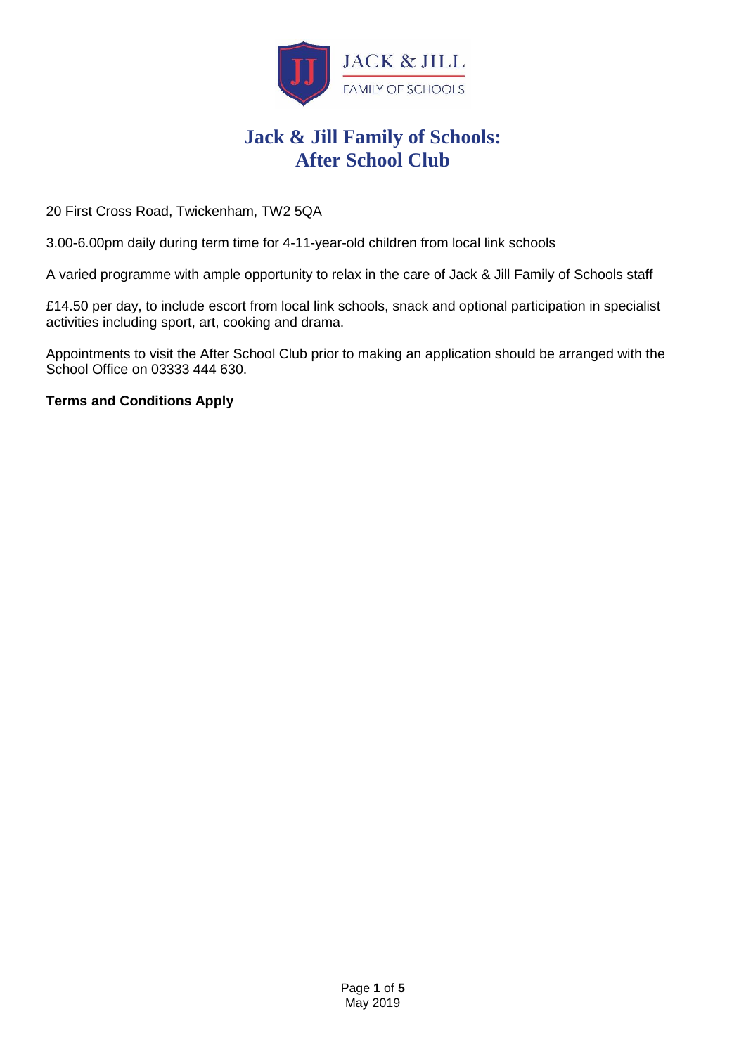# Jack & Jill Family of Schools: After School Club

20 First Cross Road, Twickenham, TW2 5QA

3.00-6.00pm daily during term time for 4-11-year-old children from local link schools

A varied programme with ample opportunity to relax in the care of Jack & Jill Family of Schools staff

£14.50 per day, to include escort from local link schools, snack and optional participation in specialist activities including sport, art, cooking and drama.

Appointments to visit the After School Club prior to making an application should be arranged with the School Office on 03333 444 630.

**Terms and Conditions Apply**

May 2019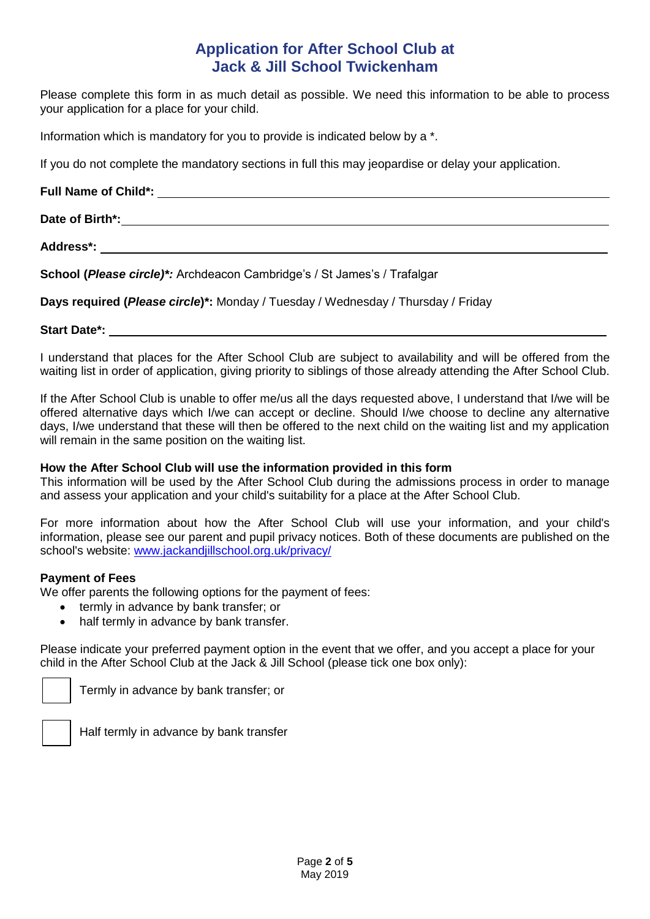# Application for After School Club at Jack & Jill School Twickenham

Please complete this form in as much detail as possible. We need this information to be able to process your application for a place for your child.

Information which is mandatory for you to provide is indicated below by a *.

If you do not complete the mandatory sections in full this may jeopardise or delay your application.

**Full Name of Child*:** \_\_\_\_\_\_\_\_\_\_\_\_\_\_\_\_\_\_\_\_\_\_\_\_\_\_\_\_\_\_\_\_\_\_\_\_\_\_\_\_

**Date of Birth*:** \_\_\_\_\_\_\_\_\_\_\_\_\_\_\_\_\_\_\_\_\_\_\_\_\_\_\_\_\_\_\_\_\_\_\_\_\_\_\_\_

**Address*:** \_\_\_\_\_\_\_\_\_\_\_\_\_\_\_\_\_\_\_\_\_\_\_\_\_\_\_\_\_\_\_\_\_\_\_\_\_\_\_\_

**School (*Please circle*)*:** Archdeacon Cambridge's / St James's / Trafalgar

**Days required (*Please circle*)*:** Monday / Tuesday / Wednesday / Thursday / Friday

**Start Date*:** \_\_\_\_\_\_\_\_\_\_\_\_\_\_\_\_\_\_\_\_\_\_\_\_\_\_\_\_\_\_\_\_\_\_\_\_\_\_\_\_

I understand that places for the After School Club are subject to availability and will be offered from the waiting list in order of application, giving priority to siblings of those already attending the After School Club.

If the After School Club is unable to offer me/us all the days requested above, I understand that I/we will be offered alternative days which I/we can accept or decline. Should I/we choose to decline any alternative days, I/we understand that these will then be offered to the next child on the waiting list and my application will remain in the same position on the waiting list.

**How the After School Club will use the information provided in this form**

This information will be used by the After School Club during the admissions process in order to manage and assess your application and your child's suitability for a place at the After School Club.

For more information about how the After School Club will use your information, and your child's information, please see our parent and pupil privacy notices. Both of these documents are published on the school's website: [www.jackandjillschool.org.uk/privacy/](http://www.jackandjillschool.org.uk/privacy/)

**Payment of Fees**

We offer parents the following options for the payment of fees:

- termly in advance by bank transfer; or
- half termly in advance by bank transfer.

Please indicate your preferred payment option in the event that we offer, and you accept a place for your child in the After School Club at the Jack & Jill School (please tick one box only):

☐ Termly in advance by bank transfer; or

☐ Half termly in advance by bank transfer

May 2019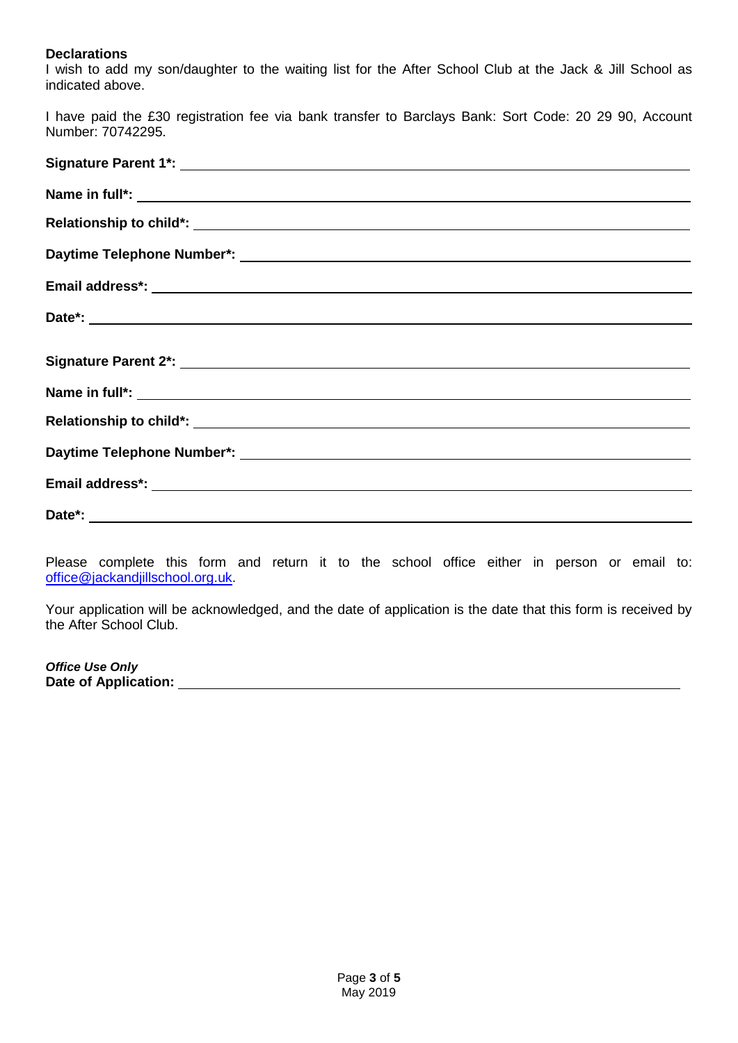**Declarations**

I wish to add my son/daughter to the waiting list for the After School Club at the Jack & Jill School as indicated above.

I have paid the £30 registration fee via bank transfer to Barclays Bank: Sort Code: 20 29 90, Account Number: 70742295.

**Signature Parent 1*:** ______________________________

**Name in full*:** ______________________________

**Relationship to child*:** ______________________________

**Daytime Telephone Number*:** ______________________________

**Email address*:** ______________________________

**Date*:** ______________________________

**Signature Parent 2*:** ______________________________

**Name in full*:** ______________________________

**Relationship to child*:** ______________________________

**Daytime Telephone Number*:** ______________________________

**Email address*:** ______________________________

**Date*:** ______________________________

Please complete this form and return it to the school office either in person or email to: office@jackandjillschool.org.uk.

Your application will be acknowledged, and the date of application is the date that this form is received by the After School Club.

***Office Use Only***
**Date of Application:** ______________________________

May 2019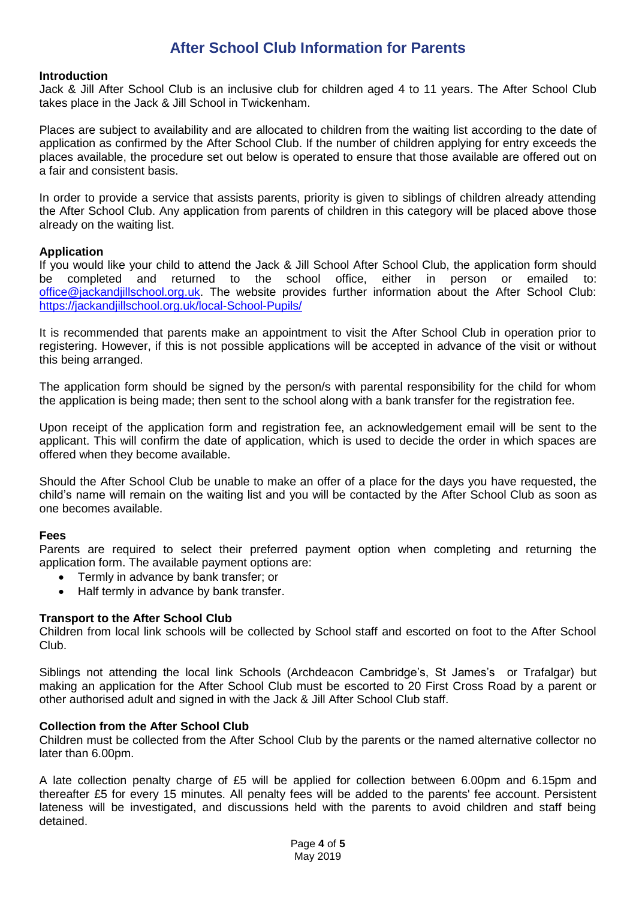# After School Club Information for Parents

## Introduction

Jack & Jill After School Club is an inclusive club for children aged 4 to 11 years. The After School Club takes place in the Jack & Jill School in Twickenham.

Places are subject to availability and are allocated to children from the waiting list according to the date of application as confirmed by the After School Club. If the number of children applying for entry exceeds the places available, the procedure set out below is operated to ensure that those available are offered out on a fair and consistent basis.

In order to provide a service that assists parents, priority is given to siblings of children already attending the After School Club. Any application from parents of children in this category will be placed above those already on the waiting list.

## Application

If you would like your child to attend the Jack & Jill School After School Club, the application form should be completed and returned to the school office, either in person or emailed to: office@jackandjillschool.org.uk. The website provides further information about the After School Club: https://jackandjillschool.org.uk/local-School-Pupils/

It is recommended that parents make an appointment to visit the After School Club in operation prior to registering. However, if this is not possible applications will be accepted in advance of the visit or without this being arranged.

The application form should be signed by the person/s with parental responsibility for the child for whom the application is being made; then sent to the school along with a bank transfer for the registration fee.

Upon receipt of the application form and registration fee, an acknowledgement email will be sent to the applicant. This will confirm the date of application, which is used to decide the order in which spaces are offered when they become available.

Should the After School Club be unable to make an offer of a place for the days you have requested, the child's name will remain on the waiting list and you will be contacted by the After School Club as soon as one becomes available.

## Fees

Parents are required to select their preferred payment option when completing and returning the application form. The available payment options are:

- Termly in advance by bank transfer; or
- Half termly in advance by bank transfer.

## Transport to the After School Club

Children from local link schools will be collected by School staff and escorted on foot to the After School Club.

Siblings not attending the local link Schools (Archdeacon Cambridge's, St James's or Trafalgar) but making an application for the After School Club must be escorted to 20 First Cross Road by a parent or other authorised adult and signed in with the Jack & Jill After School Club staff.

## Collection from the After School Club

Children must be collected from the After School Club by the parents or the named alternative collector no later than 6.00pm.

A late collection penalty charge of £5 will be applied for collection between 6.00pm and 6.15pm and thereafter £5 for every 15 minutes. All penalty fees will be added to the parents' fee account. Persistent lateness will be investigated, and discussions held with the parents to avoid children and staff being detained.

May 2019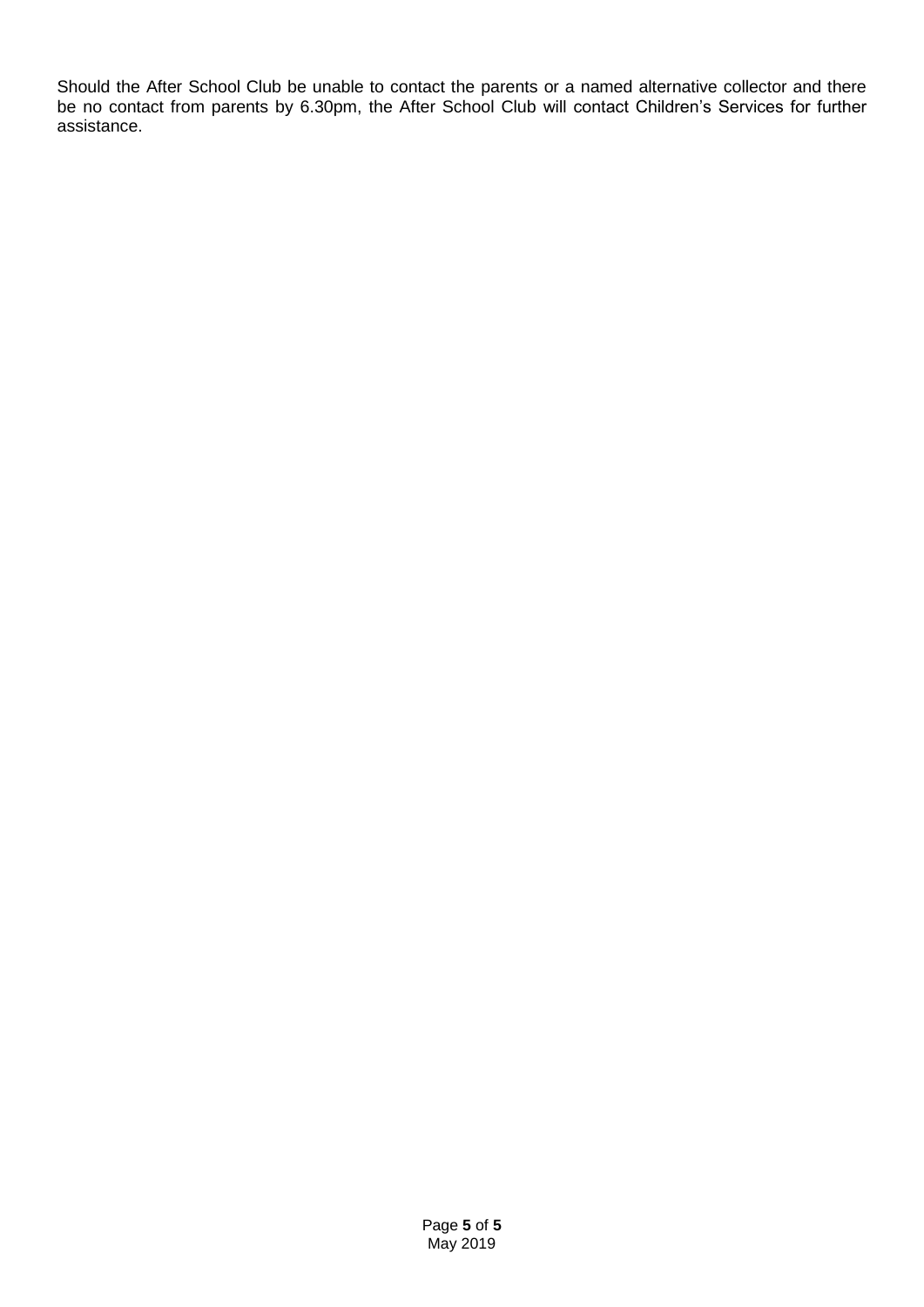Should the After School Club be unable to contact the parents or a named alternative collector and there be no contact from parents by 6.30pm, the After School Club will contact Children's Services for further assistance.